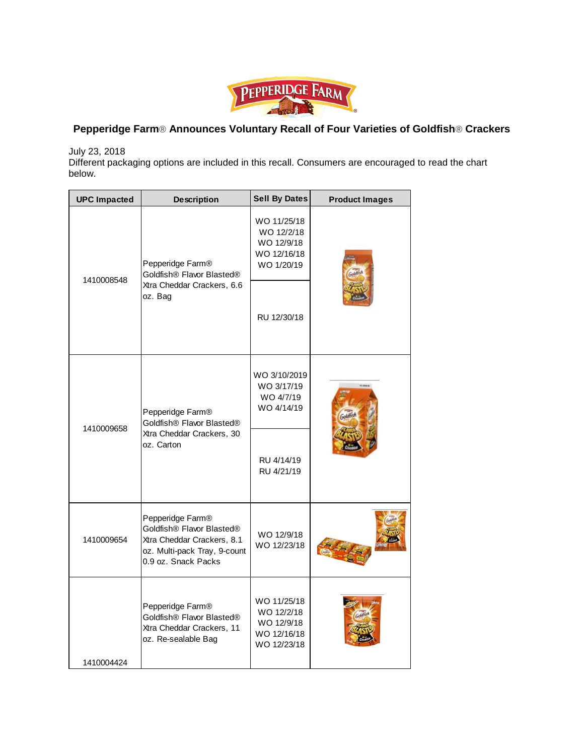# Pepperidge Farm® Announces Voluntary Recall of Four Varieties of Goldfish® Crackers

July 23, 2018
Different packaging options are included in this recall. Consumers are encouraged to read the chart below.

| UPC Impacted | Description | Sell By Dates | Product Images |
|---|---|---|---|
| 1410008548 | Pepperidge Farm® Goldfish® Flavor Blasted® Xtra Cheddar Crackers, 6.6 oz. Bag | WO 11/25/18<br>WO 12/2/18<br>WO 12/9/18<br>WO 12/16/18<br>WO 1/20/19 | |
| | | RU 12/30/18 | |
| 1410009658 | Pepperidge Farm® Goldfish® Flavor Blasted® Xtra Cheddar Crackers, 30 oz. Carton | WO 3/10/2019<br>WO 3/17/19<br>WO 4/7/19<br>WO 4/14/19 | |
| | | RU 4/14/19<br>RU 4/21/19 | |
| 1410009654 | Pepperidge Farm® Goldfish® Flavor Blasted® Xtra Cheddar Crackers, 8.1 oz. Multi-pack Tray, 9-count 0.9 oz. Snack Packs | WO 12/9/18<br>WO 12/23/18 | |
| 1410004424 | Pepperidge Farm® Goldfish® Flavor Blasted® Xtra Cheddar Crackers, 11 oz. Re-sealable Bag | WO 11/25/18<br>WO 12/2/18<br>WO 12/9/18<br>WO 12/16/18<br>WO 12/23/18 | |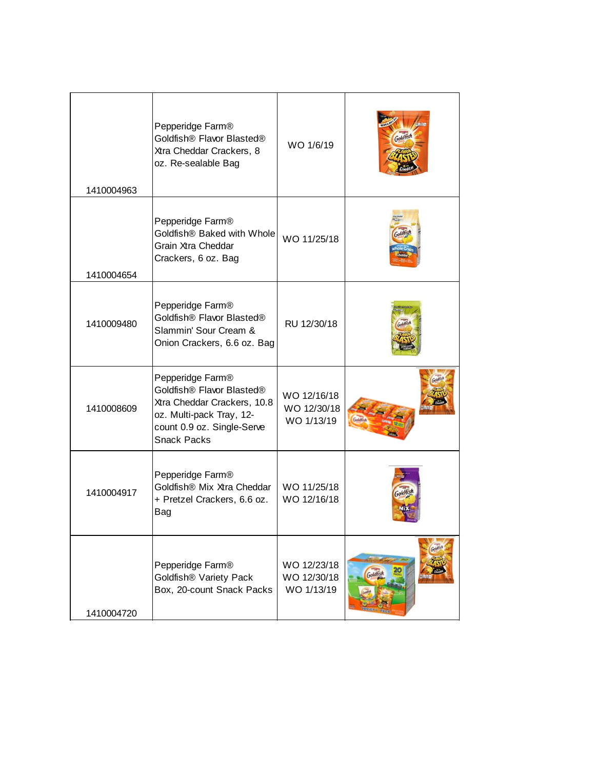| | | | |
|---|---|---|---|
| 1410004963 | Pepperidge Farm® Goldfish® Flavor Blasted® Xtra Cheddar Crackers, 8 oz. Re-sealable Bag | WO 1/6/19 | |
| 1410004654 | Pepperidge Farm® Goldfish® Baked with Whole Grain Xtra Cheddar Crackers, 6 oz. Bag | WO 11/25/18 | |
| 1410009480 | Pepperidge Farm® Goldfish® Flavor Blasted® Slammin' Sour Cream & Onion Crackers, 6.6 oz. Bag | RU 12/30/18 | |
| 1410008609 | Pepperidge Farm® Goldfish® Flavor Blasted® Xtra Cheddar Crackers, 10.8 oz. Multi-pack Tray, 12-count 0.9 oz. Single-Serve Snack Packs | WO 12/16/18<br>WO 12/30/18<br>WO 1/13/19 | |
| 1410004917 | Pepperidge Farm® Goldfish® Mix Xtra Cheddar + Pretzel Crackers, 6.6 oz. Bag | WO 11/25/18<br>WO 12/16/18 | |
| 1410004720 | Pepperidge Farm® Goldfish® Variety Pack Box, 20-count Snack Packs | WO 12/23/18<br>WO 12/30/18<br>WO 1/13/19 | |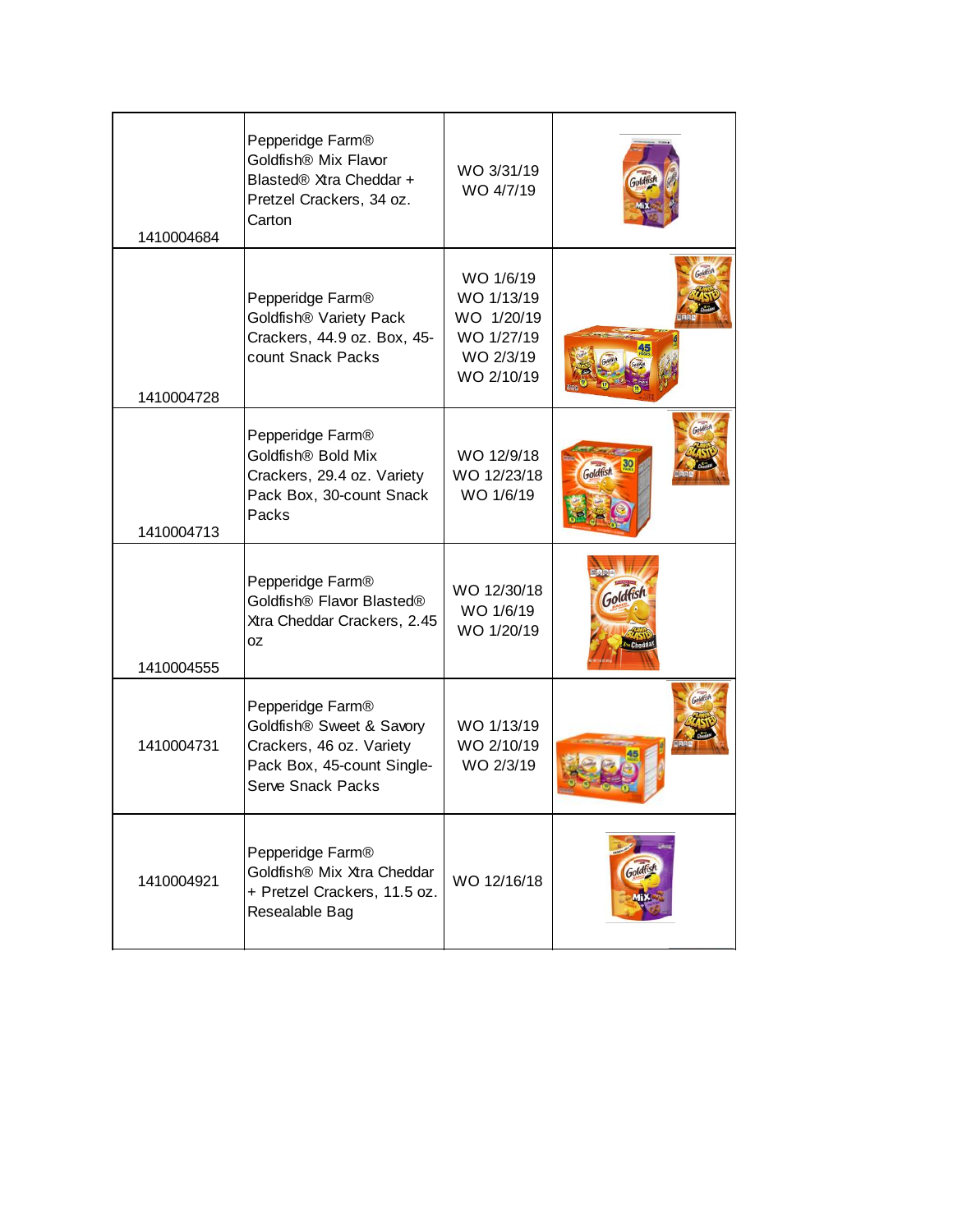| | | | |
|---|---|---|---|
| 1410004684 | Pepperidge Farm® Goldfish® Mix Flavor Blasted® Xtra Cheddar + Pretzel Crackers, 34 oz. Carton | WO 3/31/19<br>WO 4/7/19 | |
| 1410004728 | Pepperidge Farm® Goldfish® Variety Pack Crackers, 44.9 oz. Box, 45-count Snack Packs | WO 1/6/19<br>WO 1/13/19<br>WO 1/20/19<br>WO 1/27/19<br>WO 2/3/19<br>WO 2/10/19 | |
| 1410004713 | Pepperidge Farm® Goldfish® Bold Mix Crackers, 29.4 oz. Variety Pack Box, 30-count Snack Packs | WO 12/9/18<br>WO 12/23/18<br>WO 1/6/19 | |
| 1410004555 | Pepperidge Farm® Goldfish® Flavor Blasted® Xtra Cheddar Crackers, 2.45 oz | WO 12/30/18<br>WO 1/6/19<br>WO 1/20/19 | |
| 1410004731 | Pepperidge Farm® Goldfish® Sweet & Savory Crackers, 46 oz. Variety Pack Box, 45-count Single-Serve Snack Packs | WO 1/13/19<br>WO 2/10/19<br>WO 2/3/19 | |
| 1410004921 | Pepperidge Farm® Goldfish® Mix Xtra Cheddar + Pretzel Crackers, 11.5 oz. Resealable Bag | WO 12/16/18 | |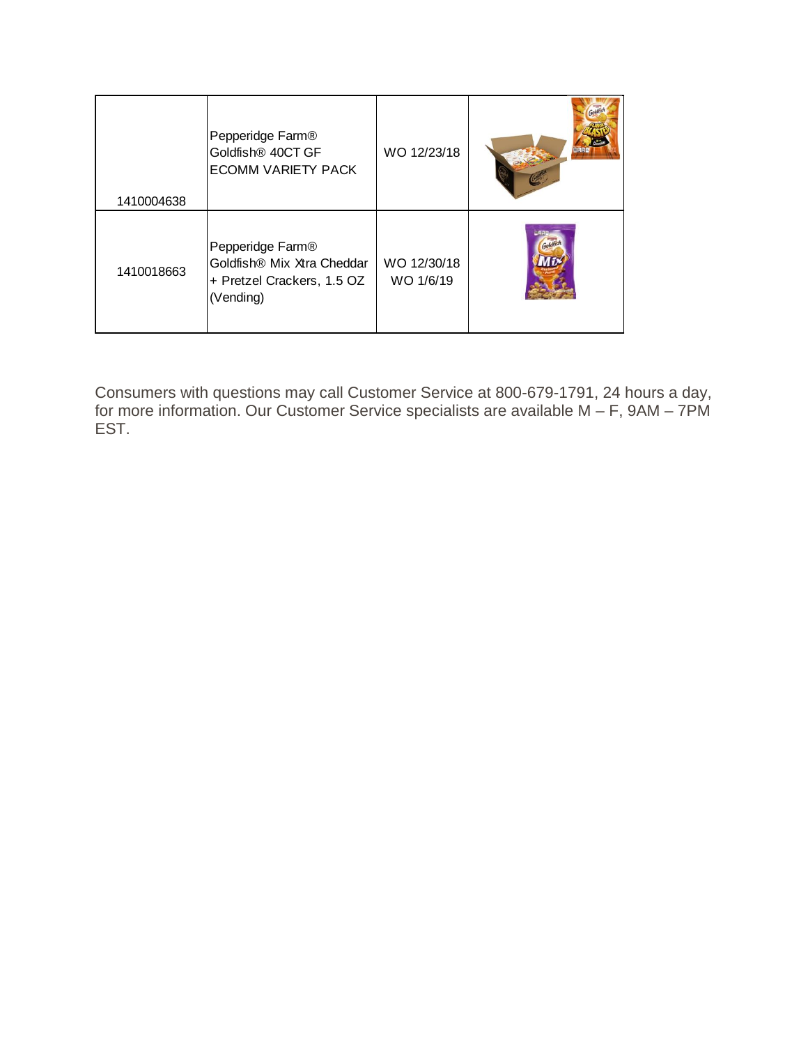| | | | |
|---|---|---|---|
| 1410004638 | Pepperidge Farm® Goldfish® 40CT GF ECOMM VARIETY PACK | WO 12/23/18 | |
| 1410018663 | Pepperidge Farm® Goldfish® Mix Xtra Cheddar + Pretzel Crackers, 1.5 OZ (Vending) | WO 12/30/18<br>WO 1/6/19 | |

Consumers with questions may call Customer Service at 800-679-1791, 24 hours a day, for more information. Our Customer Service specialists are available M – F, 9AM – 7PM EST.